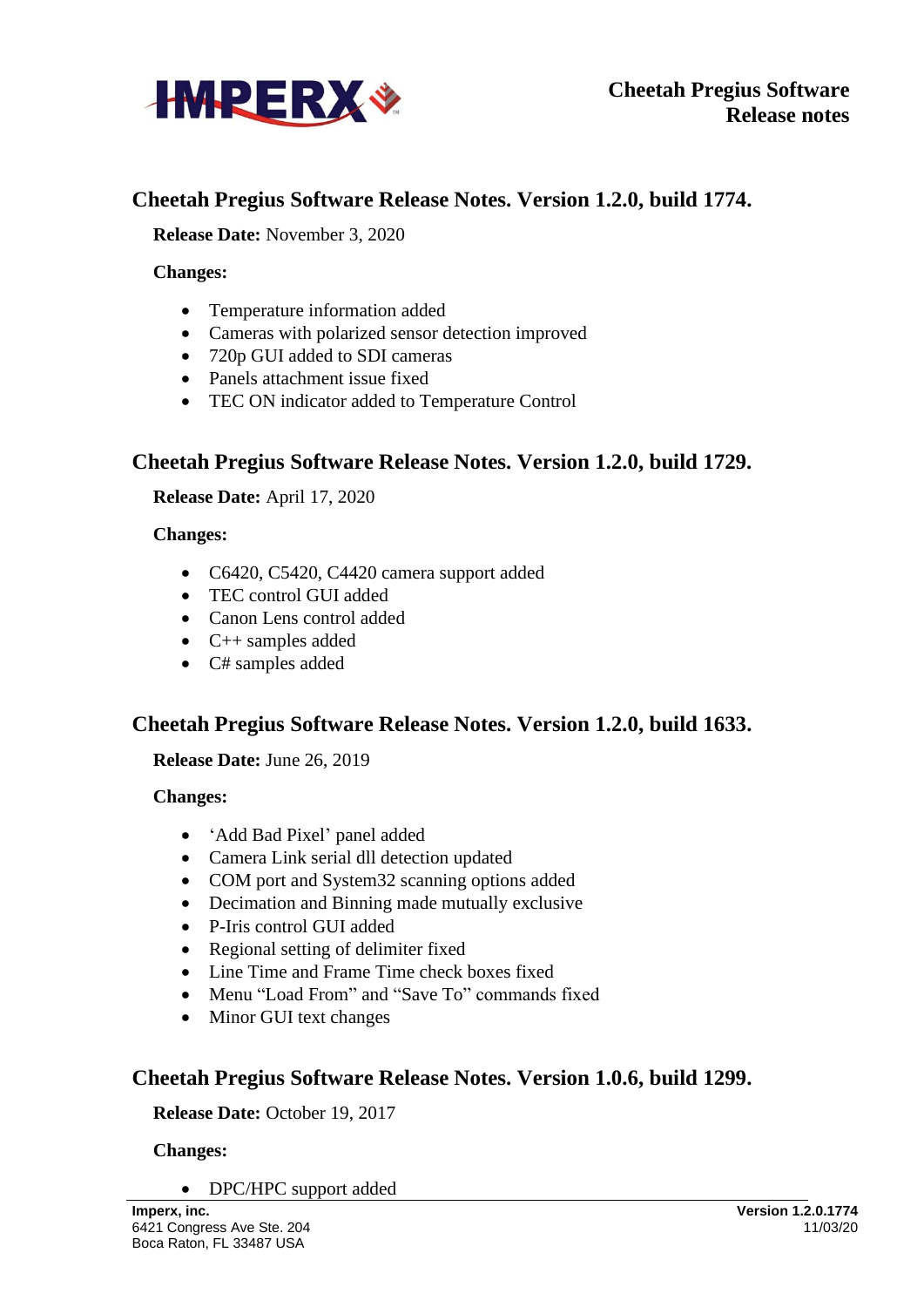## Cheetah Pregius Software Release Notes. Version 1.2.0, build 1774.

**Release Date:** November 3, 2020

**Changes:**

- Temperature information added
- Cameras with polarized sensor detection improved
- 720p GUI added to SDI cameras
- Panels attachment issue fixed
- TEC ON indicator added to Temperature Control

## Cheetah Pregius Software Release Notes. Version 1.2.0, build 1729.

**Release Date:** April 17, 2020

**Changes:**

- C6420, C5420, C4420 camera support added
- TEC control GUI added
- Canon Lens control added
- C++ samples added
- C# samples added

## Cheetah Pregius Software Release Notes. Version 1.2.0, build 1633.

**Release Date:** June 26, 2019

**Changes:**

- 'Add Bad Pixel' panel added
- Camera Link serial dll detection updated
- COM port and System32 scanning options added
- Decimation and Binning made mutually exclusive
- P-Iris control GUI added
- Regional setting of delimiter fixed
- Line Time and Frame Time check boxes fixed
- Menu "Load From" and "Save To" commands fixed
- Minor GUI text changes

## Cheetah Pregius Software Release Notes. Version 1.0.6, build 1299.

**Release Date:** October 19, 2017

**Changes:**

- DPC/HPC support added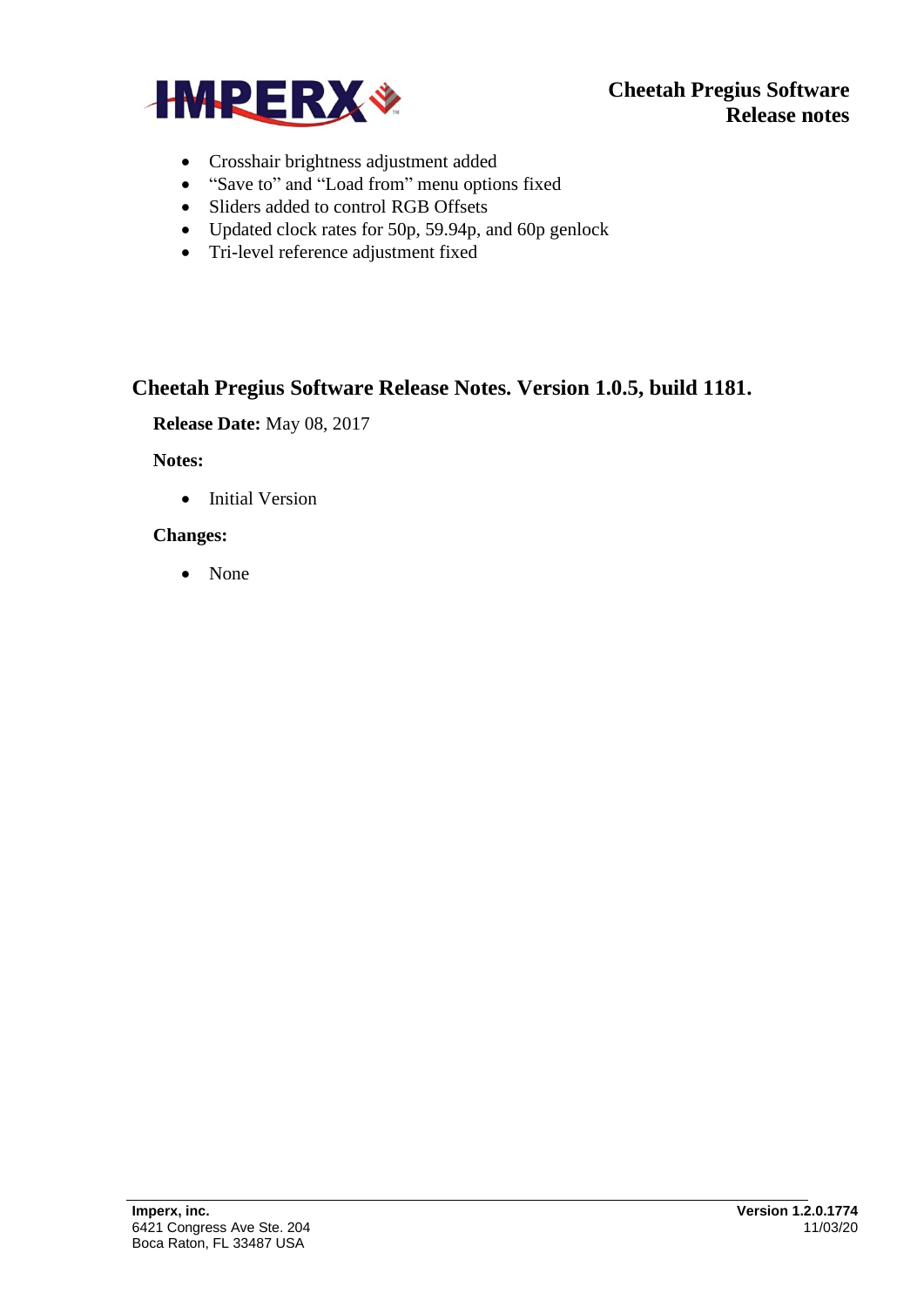- Crosshair brightness adjustment added
- “Save to” and “Load from” menu options fixed
- Sliders added to control RGB Offsets
- Updated clock rates for 50p, 59.94p, and 60p genlock
- Tri-level reference adjustment fixed

## Cheetah Pregius Software Release Notes. Version 1.0.5, build 1181.

**Release Date:** May 08, 2017

**Notes:**

- Initial Version

**Changes:**

- None